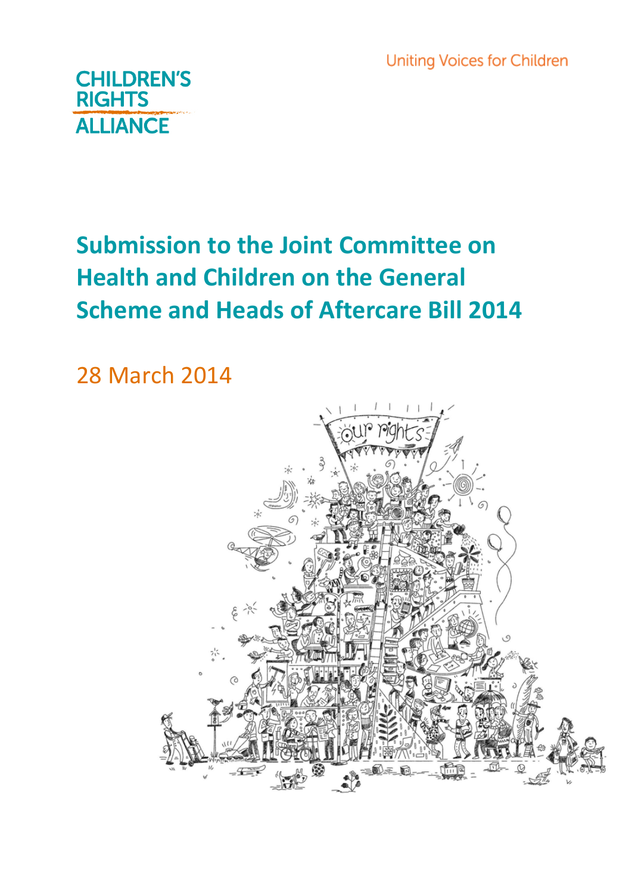Uniting Voices for Children

CHILDREN'S RIGHTS ALLIANCE

# Submission to the Joint Committee on Health and Children on the General Scheme and Heads of Aftercare Bill 2014

28 March 2014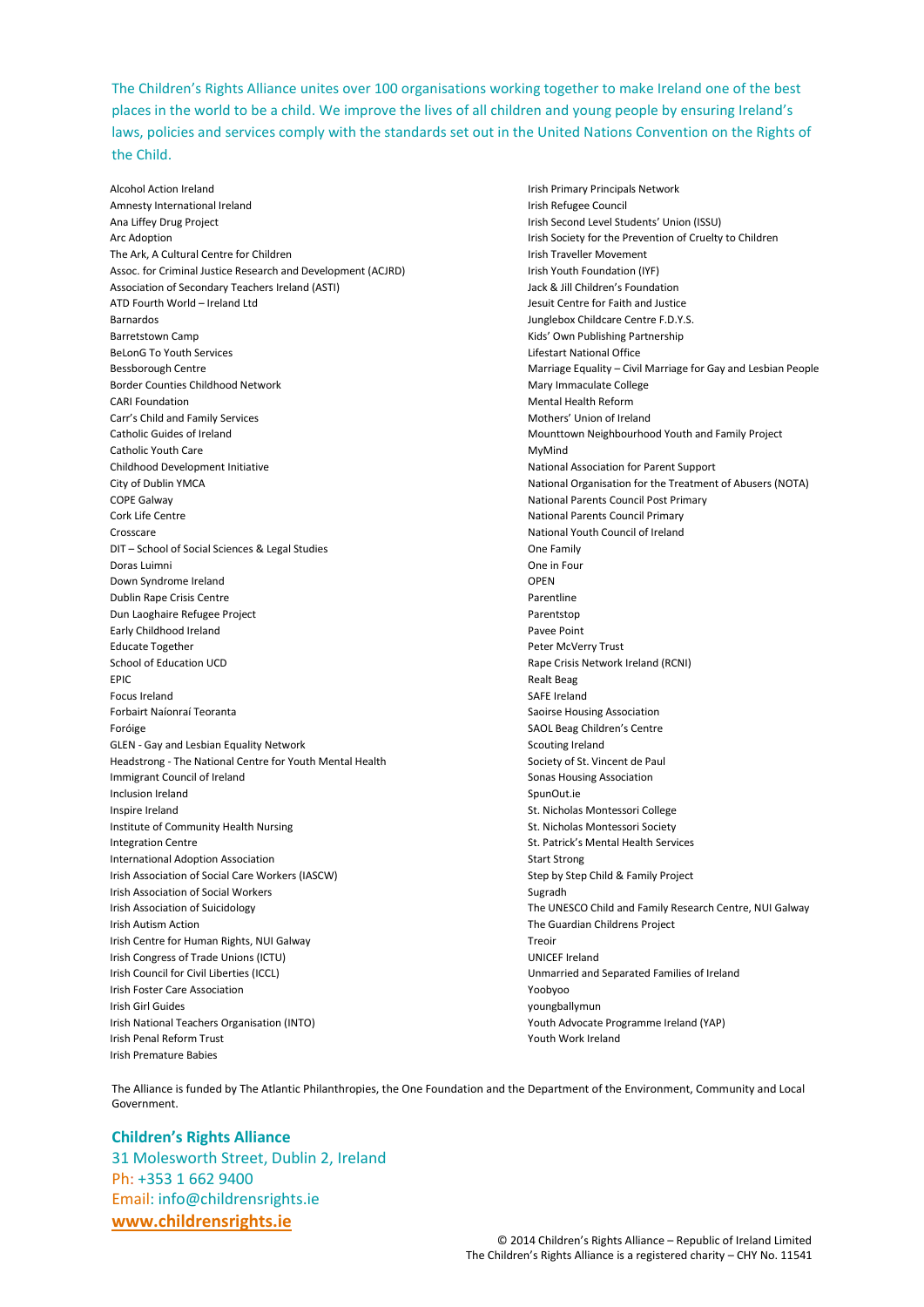The Children's Rights Alliance unites over 100 organisations working together to make Ireland one of the best places in the world to be a child. We improve the lives of all children and young people by ensuring Ireland's laws, policies and services comply with the standards set out in the United Nations Convention on the Rights of the Child.

Alcohol Action Ireland
Amnesty International Ireland
Ana Liffey Drug Project
Arc Adoption
The Ark, A Cultural Centre for Children
Assoc. for Criminal Justice Research and Development (ACJRD)
Association of Secondary Teachers Ireland (ASTI)
ATD Fourth World – Ireland Ltd
Barnardos
Barretstown Camp
BeLonG To Youth Services
Bessborough Centre
Border Counties Childhood Network
CARI Foundation
Carr's Child and Family Services
Catholic Guides of Ireland
Catholic Youth Care
Childhood Development Initiative
City of Dublin YMCA
COPE Galway
Cork Life Centre
Crosscare
DIT – School of Social Sciences & Legal Studies
Doras Luimni
Down Syndrome Ireland
Dublin Rape Crisis Centre
Dun Laoghaire Refugee Project
Early Childhood Ireland
Educate Together
School of Education UCD
EPIC
Focus Ireland
Forbairt Naíonraí Teoranta
Foróige
GLEN - Gay and Lesbian Equality Network
Headstrong - The National Centre for Youth Mental Health
Immigrant Council of Ireland
Inclusion Ireland
Inspire Ireland
Institute of Community Health Nursing
Integration Centre
International Adoption Association
Irish Association of Social Care Workers (IASCW)
Irish Association of Social Workers
Irish Association of Suicidology
Irish Autism Action
Irish Centre for Human Rights, NUI Galway
Irish Congress of Trade Unions (ICTU)
Irish Council for Civil Liberties (ICCL)
Irish Foster Care Association
Irish Girl Guides
Irish National Teachers Organisation (INTO)
Irish Penal Reform Trust
Irish Premature Babies
Irish Primary Principals Network
Irish Refugee Council
Irish Second Level Students' Union (ISSU)
Irish Society for the Prevention of Cruelty to Children
Irish Traveller Movement
Irish Youth Foundation (IYF)
Jack & Jill Children's Foundation
Jesuit Centre for Faith and Justice
Junglebox Childcare Centre F.D.Y.S.
Kids' Own Publishing Partnership
Lifestart National Office
Marriage Equality – Civil Marriage for Gay and Lesbian People
Mary Immaculate College
Mental Health Reform
Mothers' Union of Ireland
Mounttown Neighbourhood Youth and Family Project
MyMind
National Association for Parent Support
National Organisation for the Treatment of Abusers (NOTA)
National Parents Council Post Primary
National Parents Council Primary
National Youth Council of Ireland
One Family
One in Four
OPEN
Parentline
Parentstop
Pavee Point
Peter McVerry Trust
Rape Crisis Network Ireland (RCNI)
Realt Beag
SAFE Ireland
Saoirse Housing Association
SAOL Beag Children's Centre
Scouting Ireland
Society of St. Vincent de Paul
Sonas Housing Association
SpunOut.ie
St. Nicholas Montessori College
St. Nicholas Montessori Society
St. Patrick's Mental Health Services
Start Strong
Step by Step Child & Family Project
Sugradh
The UNESCO Child and Family Research Centre, NUI Galway
The Guardian Childrens Project
Treoir
UNICEF Ireland
Unmarried and Separated Families of Ireland
Yoobyoo
youngballymun
Youth Advocate Programme Ireland (YAP)
Youth Work Ireland

The Alliance is funded by The Atlantic Philanthropies, the One Foundation and the Department of the Environment, Community and Local Government.

**Children's Rights Alliance**
31 Molesworth Street, Dublin 2, Ireland
Ph: +353 1 662 9400
Email: info@childrensrights.ie
**www.childrensrights.ie**

© 2014 Children's Rights Alliance – Republic of Ireland Limited
The Children's Rights Alliance is a registered charity – CHY No. 11541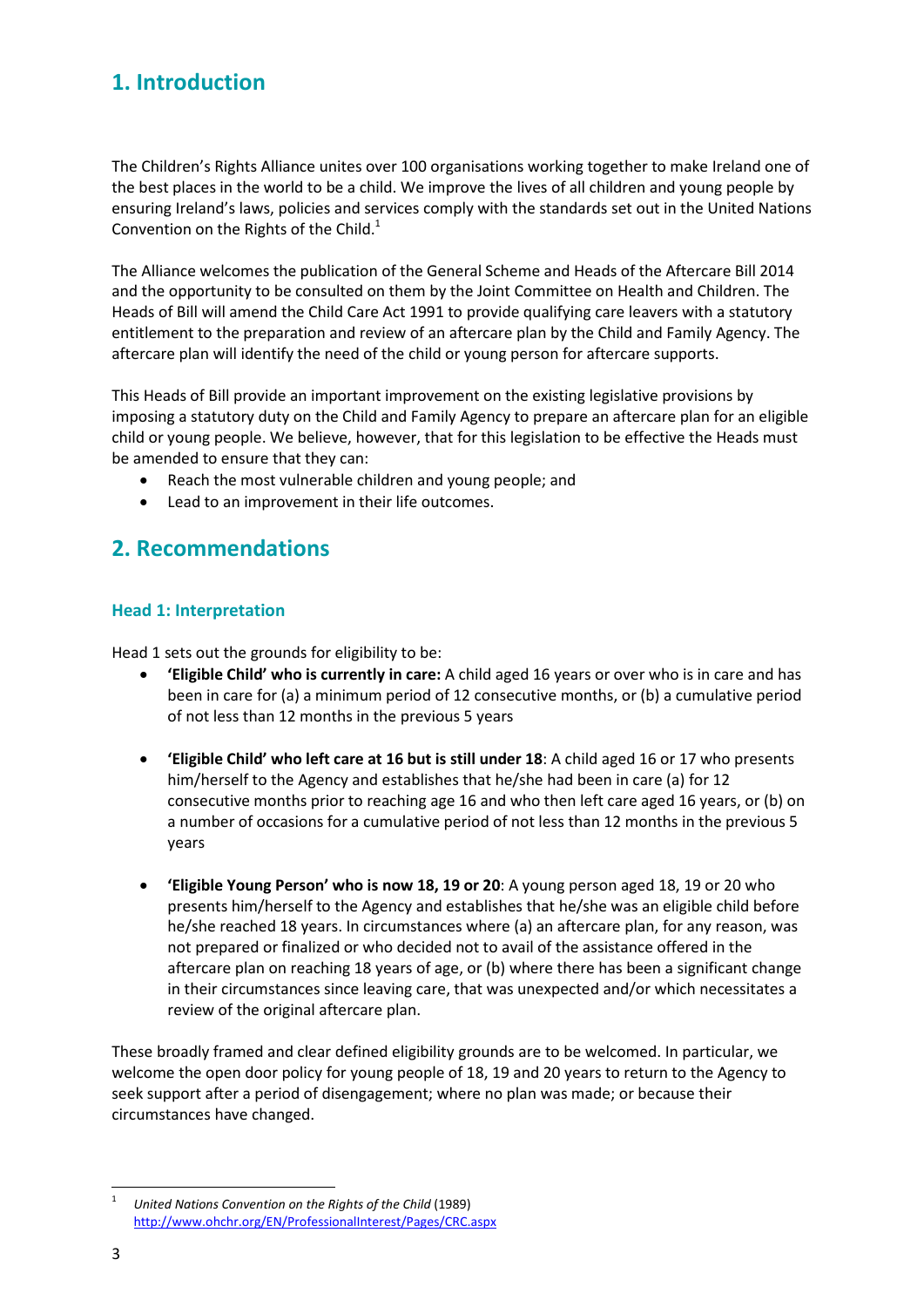## 1. Introduction

The Children's Rights Alliance unites over 100 organisations working together to make Ireland one of the best places in the world to be a child. We improve the lives of all children and young people by ensuring Ireland's laws, policies and services comply with the standards set out in the United Nations Convention on the Rights of the Child.[1]

The Alliance welcomes the publication of the General Scheme and Heads of the Aftercare Bill 2014 and the opportunity to be consulted on them by the Joint Committee on Health and Children. The Heads of Bill will amend the Child Care Act 1991 to provide qualifying care leavers with a statutory entitlement to the preparation and review of an aftercare plan by the Child and Family Agency. The aftercare plan will identify the need of the child or young person for aftercare supports.

This Heads of Bill provide an important improvement on the existing legislative provisions by imposing a statutory duty on the Child and Family Agency to prepare an aftercare plan for an eligible child or young people. We believe, however, that for this legislation to be effective the Heads must be amended to ensure that they can:

- Reach the most vulnerable children and young people; and
- Lead to an improvement in their life outcomes.

## 2. Recommendations

### Head 1: Interpretation

Head 1 sets out the grounds for eligibility to be:

- **'Eligible Child' who is currently in care:** A child aged 16 years or over who is in care and has been in care for (a) a minimum period of 12 consecutive months, or (b) a cumulative period of not less than 12 months in the previous 5 years

- **'Eligible Child' who left care at 16 but is still under 18**: A child aged 16 or 17 who presents him/herself to the Agency and establishes that he/she had been in care (a) for 12 consecutive months prior to reaching age 16 and who then left care aged 16 years, or (b) on a number of occasions for a cumulative period of not less than 12 months in the previous 5 years

- **'Eligible Young Person' who is now 18, 19 or 20**: A young person aged 18, 19 or 20 who presents him/herself to the Agency and establishes that he/she was an eligible child before he/she reached 18 years. In circumstances where (a) an aftercare plan, for any reason, was not prepared or finalized or who decided not to avail of the assistance offered in the aftercare plan on reaching 18 years of age, or (b) where there has been a significant change in their circumstances since leaving care, that was unexpected and/or which necessitates a review of the original aftercare plan.

These broadly framed and clear defined eligibility grounds are to be welcomed. In particular, we welcome the open door policy for young people of 18, 19 and 20 years to return to the Agency to seek support after a period of disengagement; where no plan was made; or because their circumstances have changed.

---

[1] *United Nations Convention on the Rights of the Child* (1989) http://www.ohchr.org/EN/ProfessionalInterest/Pages/CRC.aspx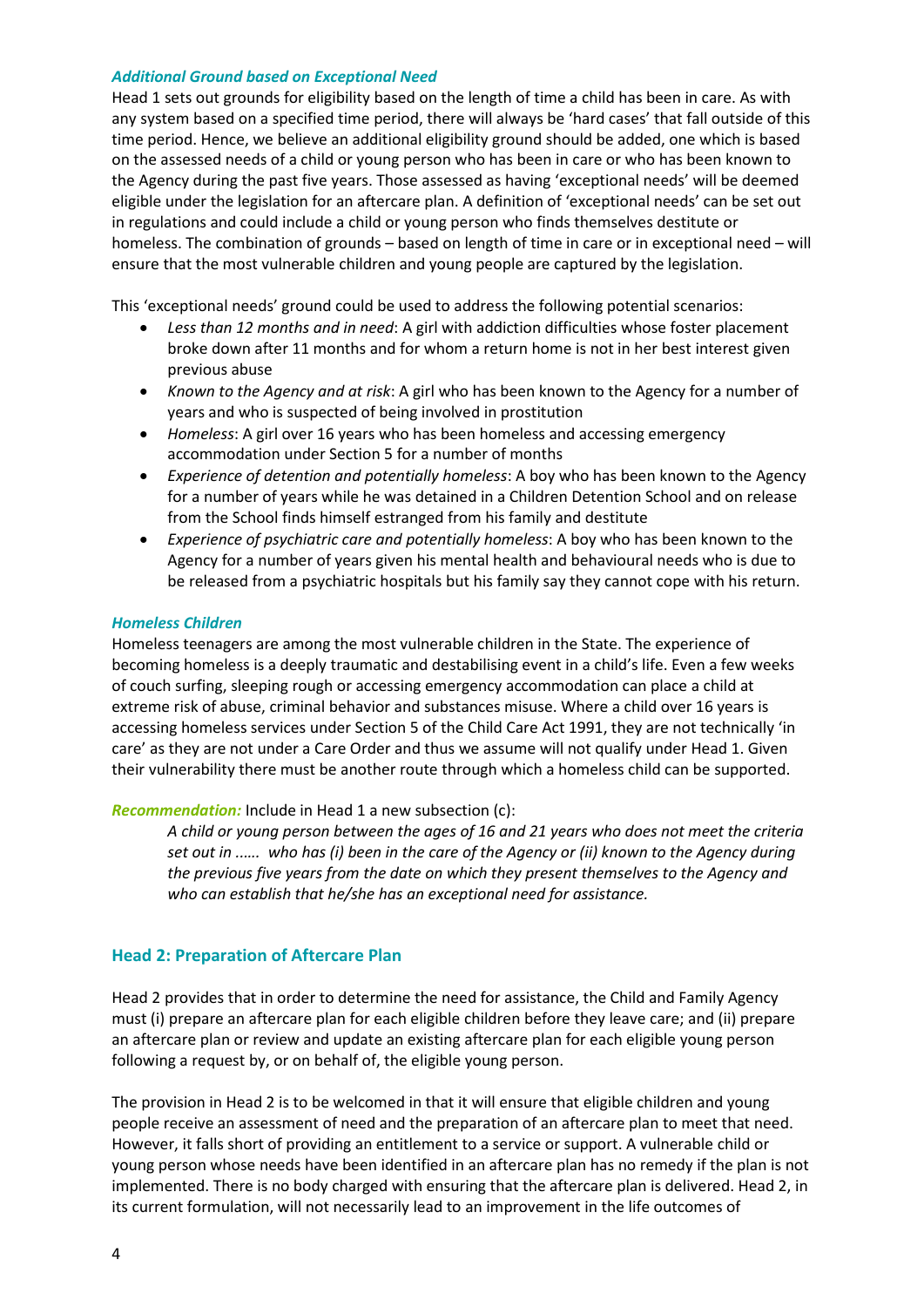### *Additional Ground based on Exceptional Need*

Head 1 sets out grounds for eligibility based on the length of time a child has been in care. As with any system based on a specified time period, there will always be 'hard cases' that fall outside of this time period. Hence, we believe an additional eligibility ground should be added, one which is based on the assessed needs of a child or young person who has been in care or who has been known to the Agency during the past five years. Those assessed as having 'exceptional needs' will be deemed eligible under the legislation for an aftercare plan. A definition of 'exceptional needs' can be set out in regulations and could include a child or young person who finds themselves destitute or homeless. The combination of grounds – based on length of time in care or in exceptional need – will ensure that the most vulnerable children and young people are captured by the legislation.

This 'exceptional needs' ground could be used to address the following potential scenarios:

- *Less than 12 months and in need*: A girl with addiction difficulties whose foster placement broke down after 11 months and for whom a return home is not in her best interest given previous abuse
- *Known to the Agency and at risk*: A girl who has been known to the Agency for a number of years and who is suspected of being involved in prostitution
- *Homeless*: A girl over 16 years who has been homeless and accessing emergency accommodation under Section 5 for a number of months
- *Experience of detention and potentially homeless*: A boy who has been known to the Agency for a number of years while he was detained in a Children Detention School and on release from the School finds himself estranged from his family and destitute
- *Experience of psychiatric care and potentially homeless*: A boy who has been known to the Agency for a number of years given his mental health and behavioural needs who is due to be released from a psychiatric hospitals but his family say they cannot cope with his return.

### *Homeless Children*

Homeless teenagers are among the most vulnerable children in the State. The experience of becoming homeless is a deeply traumatic and destabilising event in a child's life. Even a few weeks of couch surfing, sleeping rough or accessing emergency accommodation can place a child at extreme risk of abuse, criminal behavior and substances misuse. Where a child over 16 years is accessing homeless services under Section 5 of the Child Care Act 1991, they are not technically 'in care' as they are not under a Care Order and thus we assume will not qualify under Head 1. Given their vulnerability there must be another route through which a homeless child can be supported.

***Recommendation:*** Include in Head 1 a new subsection (c):

> *A child or young person between the ages of 16 and 21 years who does not meet the criteria set out in …… who has (i) been in the care of the Agency or (ii) known to the Agency during the previous five years from the date on which they present themselves to the Agency and who can establish that he/she has an exceptional need for assistance.*

## Head 2: Preparation of Aftercare Plan

Head 2 provides that in order to determine the need for assistance, the Child and Family Agency must (i) prepare an aftercare plan for each eligible children before they leave care; and (ii) prepare an aftercare plan or review and update an existing aftercare plan for each eligible young person following a request by, or on behalf of, the eligible young person.

The provision in Head 2 is to be welcomed in that it will ensure that eligible children and young people receive an assessment of need and the preparation of an aftercare plan to meet that need. However, it falls short of providing an entitlement to a service or support. A vulnerable child or young person whose needs have been identified in an aftercare plan has no remedy if the plan is not implemented. There is no body charged with ensuring that the aftercare plan is delivered. Head 2, in its current formulation, will not necessarily lead to an improvement in the life outcomes of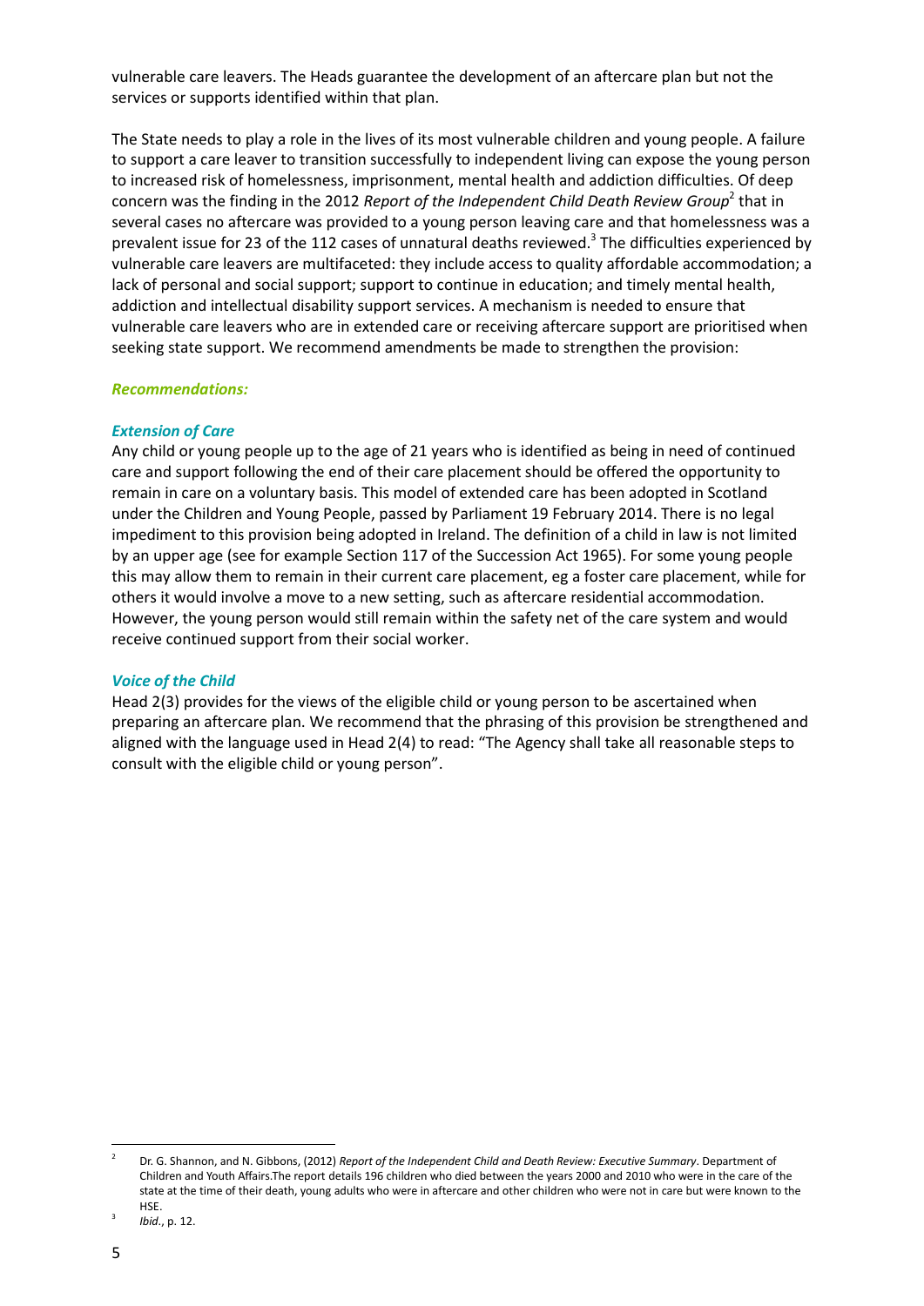vulnerable care leavers. The Heads guarantee the development of an aftercare plan but not the services or supports identified within that plan.

The State needs to play a role in the lives of its most vulnerable children and young people. A failure to support a care leaver to transition successfully to independent living can expose the young person to increased risk of homelessness, imprisonment, mental health and addiction difficulties. Of deep concern was the finding in the 2012 *Report of the Independent Child Death Review Group*[2] that in several cases no aftercare was provided to a young person leaving care and that homelessness was a prevalent issue for 23 of the 112 cases of unnatural deaths reviewed.[3] The difficulties experienced by vulnerable care leavers are multifaceted: they include access to quality affordable accommodation; a lack of personal and social support; support to continue in education; and timely mental health, addiction and intellectual disability support services. A mechanism is needed to ensure that vulnerable care leavers who are in extended care or receiving aftercare support are prioritised when seeking state support. We recommend amendments be made to strengthen the provision:

***Recommendations:***

***Extension of Care***

Any child or young people up to the age of 21 years who is identified as being in need of continued care and support following the end of their care placement should be offered the opportunity to remain in care on a voluntary basis. This model of extended care has been adopted in Scotland under the Children and Young People, passed by Parliament 19 February 2014. There is no legal impediment to this provision being adopted in Ireland. The definition of a child in law is not limited by an upper age (see for example Section 117 of the Succession Act 1965). For some young people this may allow them to remain in their current care placement, eg a foster care placement, while for others it would involve a move to a new setting, such as aftercare residential accommodation. However, the young person would still remain within the safety net of the care system and would receive continued support from their social worker.

***Voice of the Child***

Head 2(3) provides for the views of the eligible child or young person to be ascertained when preparing an aftercare plan. We recommend that the phrasing of this provision be strengthened and aligned with the language used in Head 2(4) to read: "The Agency shall take all reasonable steps to consult with the eligible child or young person".

---

[2] Dr. G. Shannon, and N. Gibbons, (2012) *Report of the Independent Child and Death Review: Executive Summary*. Department of Children and Youth Affairs.The report details 196 children who died between the years 2000 and 2010 who were in the care of the state at the time of their death, young adults who were in aftercare and other children who were not in care but were known to the HSE.

[3] *Ibid*., p. 12.